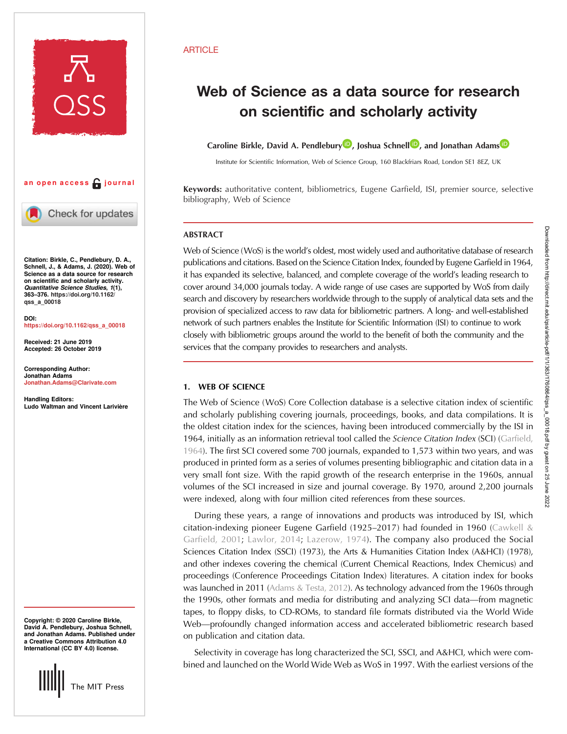ARTICLE

# Web of Science as a data source for research on scientific and scholarly activity

**Caroline Birkle, David A. Pendlebury, Joshua Schnell, and Jonathan Adams**

Institute for Scientific Information, Web of Science Group, 160 Blackfriars Road, London SE1 8EZ, UK

**Keywords:** authoritative content, bibliometrics, Eugene Garfield, ISI, premier source, selective bibliography, Web of Science

an open access journal

**Citation:** Birkle, C., Pendlebury, D. A., Schnell, J., & Adams, J. (2020). Web of Science as a data source for research on scientific and scholarly activity. *Quantitative Science Studies*, *1*(1), 363–376. https://doi.org/10.1162/qss_a_00018

**DOI:** https://doi.org/10.1162/qss_a_00018

**Received:** 21 June 2019
**Accepted:** 26 October 2019

**Corresponding Author:** Jonathan Adams Jonathan.Adams@Clarivate.com

**Handling Editors:** Ludo Waltman and Vincent Larivière

**Copyright:** © 2020 Caroline Birkle, David A. Pendlebury, Joshua Schnell, and Jonathan Adams. Published under a Creative Commons Attribution 4.0 International (CC BY 4.0) license.

The MIT Press

## ABSTRACT

Web of Science (WoS) is the world's oldest, most widely used and authoritative database of research publications and citations. Based on the Science Citation Index, founded by Eugene Garfield in 1964, it has expanded its selective, balanced, and complete coverage of the world's leading research to cover around 34,000 journals today. A wide range of use cases are supported by WoS from daily search and discovery by researchers worldwide through to the supply of analytical data sets and the provision of specialized access to raw data for bibliometric partners. A long- and well-established network of such partners enables the Institute for Scientific Information (ISI) to continue to work closely with bibliometric groups around the world to the benefit of both the community and the services that the company provides to researchers and analysts.

## 1. WEB OF SCIENCE

The Web of Science (WoS) Core Collection database is a selective citation index of scientific and scholarly publishing covering journals, proceedings, books, and data compilations. It is the oldest citation index for the sciences, having been introduced commercially by the ISI in 1964, initially as an information retrieval tool called the *Science Citation Index* (SCI) (Garfield, 1964). The first SCI covered some 700 journals, expanded to 1,573 within two years, and was produced in printed form as a series of volumes presenting bibliographic and citation data in a very small font size. With the rapid growth of the research enterprise in the 1960s, annual volumes of the SCI increased in size and journal coverage. By 1970, around 2,200 journals were indexed, along with four million cited references from these sources.

During these years, a range of innovations and products was introduced by ISI, which citation-indexing pioneer Eugene Garfield (1925–2017) had founded in 1960 (Cawkell & Garfield, 2001; Lawlor, 2014; Lazerow, 1974). The company also produced the Social Sciences Citation Index (SSCI) (1973), the Arts & Humanities Citation Index (A&HCI) (1978), and other indexes covering the chemical (Current Chemical Reactions, Index Chemicus) and proceedings (Conference Proceedings Citation Index) literatures. A citation index for books was launched in 2011 (Adams & Testa, 2012). As technology advanced from the 1960s through the 1990s, other formats and media for distributing and analyzing SCI data—from magnetic tapes, to floppy disks, to CD-ROMs, to standard file formats distributed via the World Wide Web—profoundly changed information access and accelerated bibliometric research based on publication and citation data.

Selectivity in coverage has long characterized the SCI, SSCI, and A&HCI, which were combined and launched on the World Wide Web as WoS in 1997. With the earliest versions of the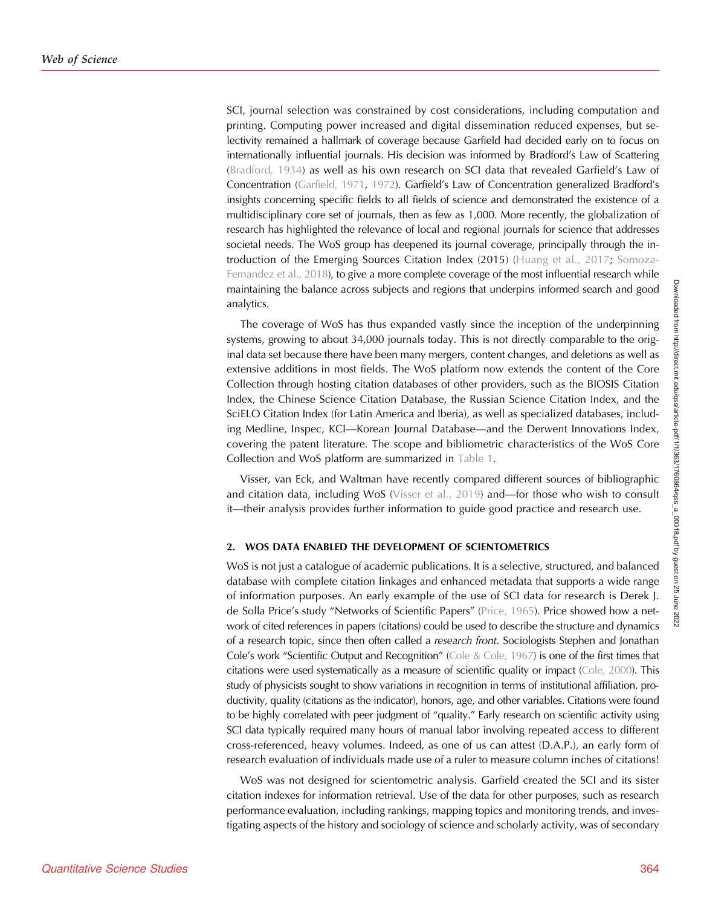SCI, journal selection was constrained by cost considerations, including computation and printing. Computing power increased and digital dissemination reduced expenses, but selectivity remained a hallmark of coverage because Garfield had decided early on to focus on internationally influential journals. His decision was informed by Bradford's Law of Scattering (Bradford, 1934) as well as his own research on SCI data that revealed Garfield's Law of Concentration (Garfield, 1971, 1972). Garfield's Law of Concentration generalized Bradford's insights concerning specific fields to all fields of science and demonstrated the existence of a multidisciplinary core set of journals, then as few as 1,000. More recently, the globalization of research has highlighted the relevance of local and regional journals for science that addresses societal needs. The WoS group has deepened its journal coverage, principally through the introduction of the Emerging Sources Citation Index (2015) (Huang et al., 2017; Somoza-Fernandez et al., 2018), to give a more complete coverage of the most influential research while maintaining the balance across subjects and regions that underpins informed search and good analytics.

The coverage of WoS has thus expanded vastly since the inception of the underpinning systems, growing to about 34,000 journals today. This is not directly comparable to the original data set because there have been many mergers, content changes, and deletions as well as extensive additions in most fields. The WoS platform now extends the content of the Core Collection through hosting citation databases of other providers, such as the BIOSIS Citation Index, the Chinese Science Citation Database, the Russian Science Citation Index, and the SciELO Citation Index (for Latin America and Iberia), as well as specialized databases, including Medline, Inspec, KCI—Korean Journal Database—and the Derwent Innovations Index, covering the patent literature. The scope and bibliometric characteristics of the WoS Core Collection and WoS platform are summarized in Table 1.

Visser, van Eck, and Waltman have recently compared different sources of bibliographic and citation data, including WoS (Visser et al., 2019) and—for those who wish to consult it—their analysis provides further information to guide good practice and research use.

## 2. WOS DATA ENABLED THE DEVELOPMENT OF SCIENTOMETRICS

WoS is not just a catalogue of academic publications. It is a selective, structured, and balanced database with complete citation linkages and enhanced metadata that supports a wide range of information purposes. An early example of the use of SCI data for research is Derek J. de Solla Price's study "Networks of Scientific Papers" (Price, 1965). Price showed how a network of cited references in papers (citations) could be used to describe the structure and dynamics of a research topic, since then often called a *research front*. Sociologists Stephen and Jonathan Cole's work "Scientific Output and Recognition" (Cole & Cole, 1967) is one of the first times that citations were used systematically as a measure of scientific quality or impact (Cole, 2000). This study of physicists sought to show variations in recognition in terms of institutional affiliation, productivity, quality (citations as the indicator), honors, age, and other variables. Citations were found to be highly correlated with peer judgment of "quality." Early research on scientific activity using SCI data typically required many hours of manual labor involving repeated access to different cross-referenced, heavy volumes. Indeed, as one of us can attest (D.A.P.), an early form of research evaluation of individuals made use of a ruler to measure column inches of citations!

WoS was not designed for scientometric analysis. Garfield created the SCI and its sister citation indexes for information retrieval. Use of the data for other purposes, such as research performance evaluation, including rankings, mapping topics and monitoring trends, and investigating aspects of the history and sociology of science and scholarly activity, was of secondary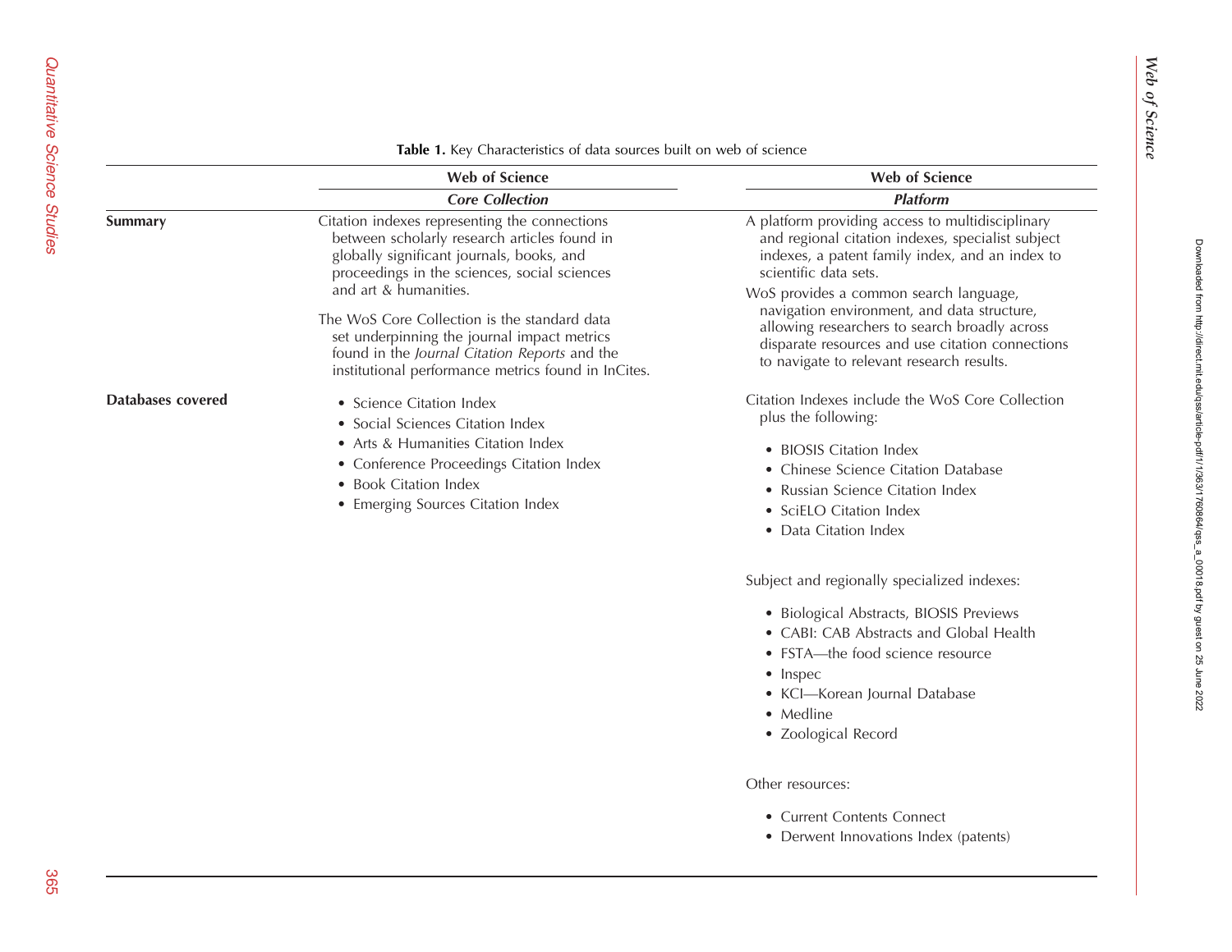**Table 1.** Key Characteristics of data sources built on web of science

| | Web of Science *Core Collection* | Web of Science *Platform* |
|---|---|---|
| **Summary** | Citation indexes representing the connections between scholarly research articles found in globally significant journals, books, and proceedings in the sciences, social sciences and art & humanities.<br><br>The WoS Core Collection is the standard data set underpinning the journal impact metrics found in the *Journal Citation Reports* and the institutional performance metrics found in InCites. | A platform providing access to multidisciplinary and regional citation indexes, specialist subject indexes, a patent family index, and an index to scientific data sets.<br><br>WoS provides a common search language, navigation environment, and data structure, allowing researchers to search broadly across disparate resources and use citation connections to navigate to relevant research results. |
| **Databases covered** | • Science Citation Index<br>• Social Sciences Citation Index<br>• Arts & Humanities Citation Index<br>• Conference Proceedings Citation Index<br>• Book Citation Index<br>• Emerging Sources Citation Index | Citation Indexes include the WoS Core Collection plus the following:<br>• BIOSIS Citation Index<br>• Chinese Science Citation Database<br>• Russian Science Citation Index<br>• SciELO Citation Index<br>• Data Citation Index<br><br>Subject and regionally specialized indexes:<br>• Biological Abstracts, BIOSIS Previews<br>• CABI: CAB Abstracts and Global Health<br>• FSTA—the food science resource<br>• Inspec<br>• KCI—Korean Journal Database<br>• Medline<br>• Zoological Record<br><br>Other resources:<br>• Current Contents Connect<br>• Derwent Innovations Index (patents) |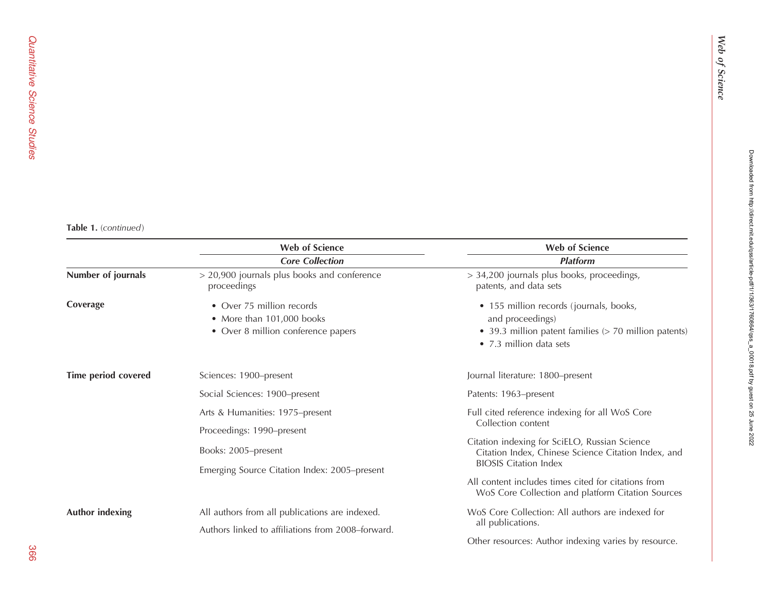**Table 1.** (*continued*)

| | Web of Science *Core Collection* | Web of Science *Platform* |
|---|---|---|
| **Number of journals** | > 20,900 journals plus books and conference proceedings | > 34,200 journals plus books, proceedings, patents, and data sets |
| **Coverage** | • Over 75 million records<br>• More than 101,000 books<br>• Over 8 million conference papers | • 155 million records (journals, books, and proceedings)<br>• 39.3 million patent families (> 70 million patents)<br>• 7.3 million data sets |
| **Time period covered** | Sciences: 1900–present<br>Social Sciences: 1900–present<br>Arts & Humanities: 1975–present<br>Proceedings: 1990–present<br>Books: 2005–present<br>Emerging Source Citation Index: 2005–present | Journal literature: 1800–present<br>Patents: 1963–present<br>Full cited reference indexing for all WoS Core Collection content<br>Citation indexing for SciELO, Russian Science Citation Index, Chinese Science Citation Index, and BIOSIS Citation Index<br>All content includes times cited for citations from WoS Core Collection and platform Citation Sources |
| **Author indexing** | All authors from all publications are indexed.<br>Authors linked to affiliations from 2008–forward. | WoS Core Collection: All authors are indexed for all publications.<br>Other resources: Author indexing varies by resource. |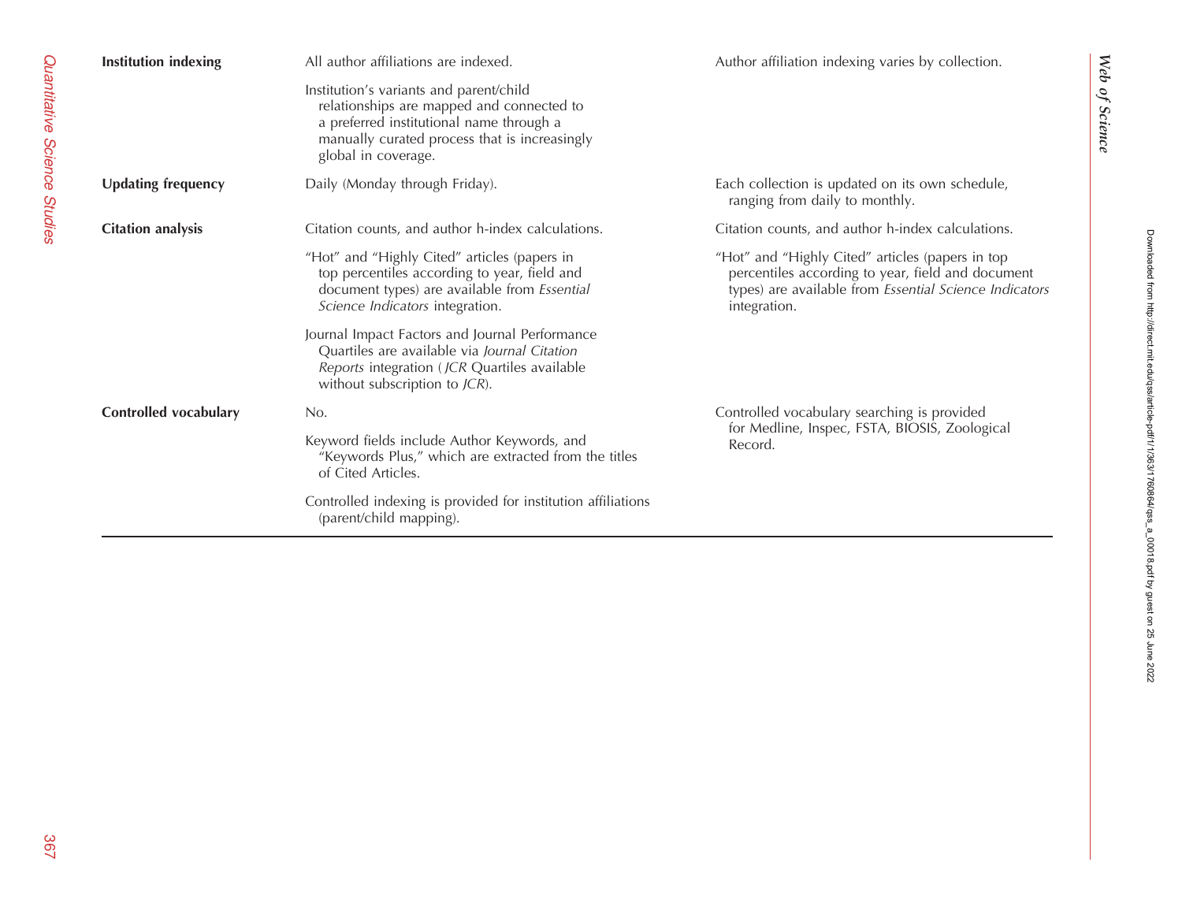| | | |
|---|---|---|
| **Institution indexing** | All author affiliations are indexed.<br><br>Institution's variants and parent/child relationships are mapped and connected to a preferred institutional name through a manually curated process that is increasingly global in coverage. | Author affiliation indexing varies by collection. |
| **Updating frequency** | Daily (Monday through Friday). | Each collection is updated on its own schedule, ranging from daily to monthly. |
| **Citation analysis** | Citation counts, and author h-index calculations.<br><br>"Hot" and "Highly Cited" articles (papers in top percentiles according to year, field and document types) are available from *Essential Science Indicators* integration.<br><br>Journal Impact Factors and Journal Performance Quartiles are available via *Journal Citation Reports* integration (*JCR* Quartiles available without subscription to *JCR*). | Citation counts, and author h-index calculations.<br><br>"Hot" and "Highly Cited" articles (papers in top percentiles according to year, field and document types) are available from *Essential Science Indicators* integration. |
| **Controlled vocabulary** | No.<br><br>Keyword fields include Author Keywords, and "Keywords Plus," which are extracted from the titles of Cited Articles.<br><br>Controlled indexing is provided for institution affiliations (parent/child mapping). | Controlled vocabulary searching is provided for Medline, Inspec, FSTA, BIOSIS, Zoological Record. |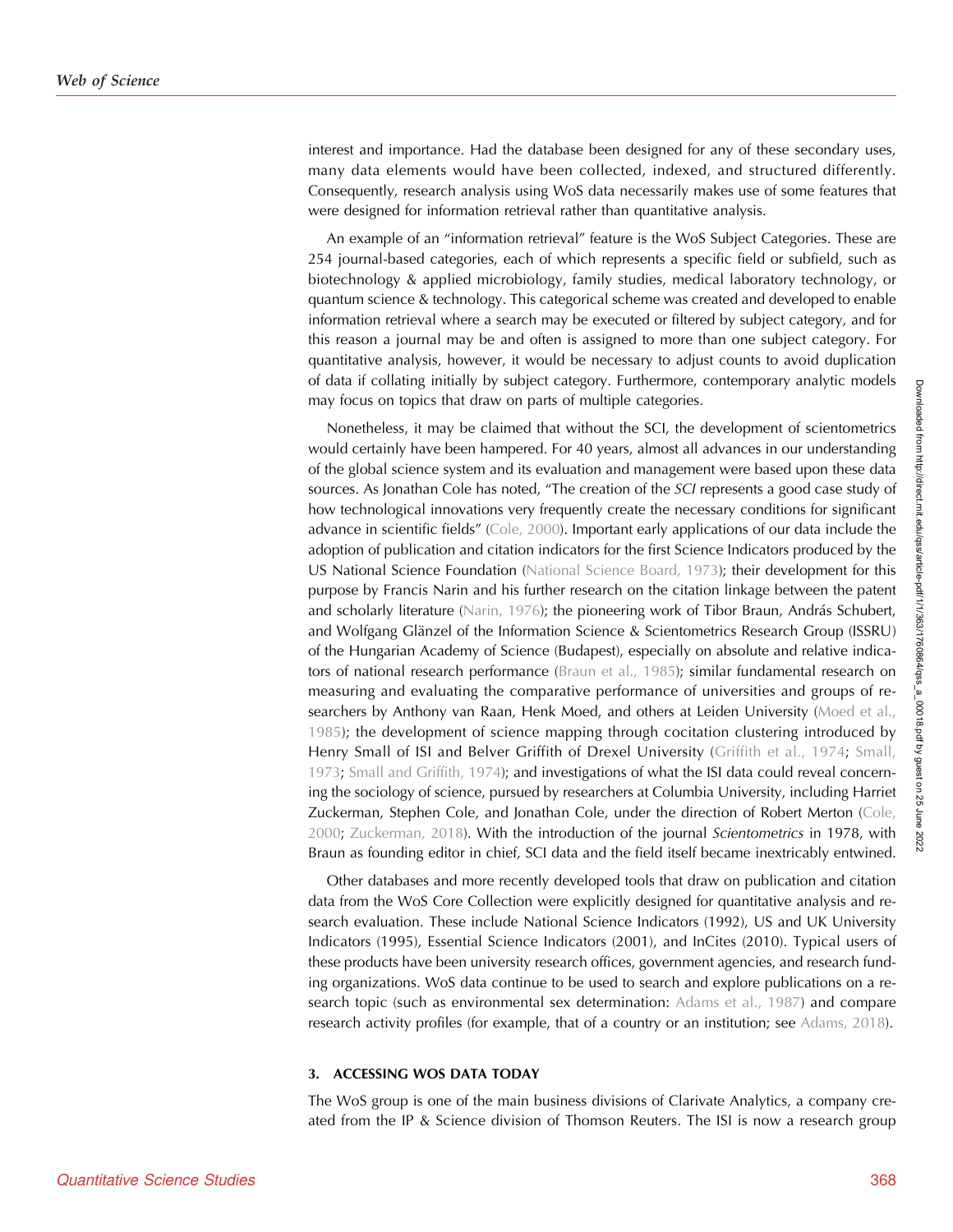interest and importance. Had the database been designed for any of these secondary uses, many data elements would have been collected, indexed, and structured differently. Consequently, research analysis using WoS data necessarily makes use of some features that were designed for information retrieval rather than quantitative analysis.

An example of an "information retrieval" feature is the WoS Subject Categories. These are 254 journal-based categories, each of which represents a specific field or subfield, such as biotechnology & applied microbiology, family studies, medical laboratory technology, or quantum science & technology. This categorical scheme was created and developed to enable information retrieval where a search may be executed or filtered by subject category, and for this reason a journal may be and often is assigned to more than one subject category. For quantitative analysis, however, it would be necessary to adjust counts to avoid duplication of data if collating initially by subject category. Furthermore, contemporary analytic models may focus on topics that draw on parts of multiple categories.

Nonetheless, it may be claimed that without the SCI, the development of scientometrics would certainly have been hampered. For 40 years, almost all advances in our understanding of the global science system and its evaluation and management were based upon these data sources. As Jonathan Cole has noted, "The creation of the *SCI* represents a good case study of how technological innovations very frequently create the necessary conditions for significant advance in scientific fields" (Cole, 2000). Important early applications of our data include the adoption of publication and citation indicators for the first Science Indicators produced by the US National Science Foundation (National Science Board, 1973); their development for this purpose by Francis Narin and his further research on the citation linkage between the patent and scholarly literature (Narin, 1976); the pioneering work of Tibor Braun, András Schubert, and Wolfgang Glänzel of the Information Science & Scientometrics Research Group (ISSRU) of the Hungarian Academy of Science (Budapest), especially on absolute and relative indicators of national research performance (Braun et al., 1985); similar fundamental research on measuring and evaluating the comparative performance of universities and groups of researchers by Anthony van Raan, Henk Moed, and others at Leiden University (Moed et al., 1985); the development of science mapping through cocitation clustering introduced by Henry Small of ISI and Belver Griffith of Drexel University (Griffith et al., 1974; Small, 1973; Small and Griffith, 1974); and investigations of what the ISI data could reveal concerning the sociology of science, pursued by researchers at Columbia University, including Harriet Zuckerman, Stephen Cole, and Jonathan Cole, under the direction of Robert Merton (Cole, 2000; Zuckerman, 2018). With the introduction of the journal *Scientometrics* in 1978, with Braun as founding editor in chief, SCI data and the field itself became inextricably entwined.

Other databases and more recently developed tools that draw on publication and citation data from the WoS Core Collection were explicitly designed for quantitative analysis and research evaluation. These include National Science Indicators (1992), US and UK University Indicators (1995), Essential Science Indicators (2001), and InCites (2010). Typical users of these products have been university research offices, government agencies, and research funding organizations. WoS data continue to be used to search and explore publications on a research topic (such as environmental sex determination: Adams et al., 1987) and compare research activity profiles (for example, that of a country or an institution; see Adams, 2018).

### 3. ACCESSING WOS DATA TODAY

The WoS group is one of the main business divisions of Clarivate Analytics, a company created from the IP & Science division of Thomson Reuters. The ISI is now a research group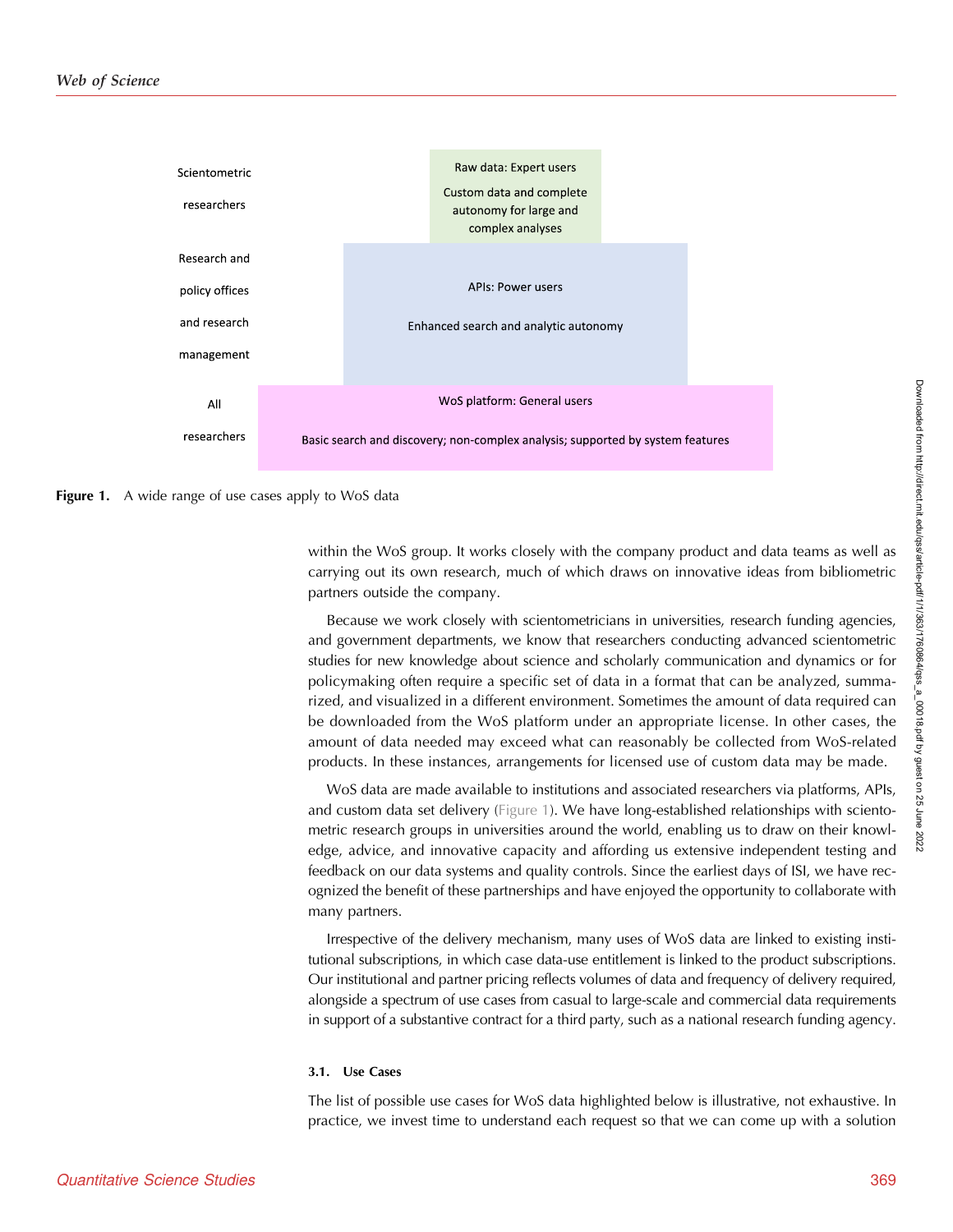Scientometric researchers

Raw data: Expert users

Custom data and complete autonomy for large and complex analyses

Research and policy offices and research management

APIs: Power users

Enhanced search and analytic autonomy

All researchers

WoS platform: General users

Basic search and discovery; non-complex analysis; supported by system features

**Figure 1.** A wide range of use cases apply to WoS data

within the WoS group. It works closely with the company product and data teams as well as carrying out its own research, much of which draws on innovative ideas from bibliometric partners outside the company.

Because we work closely with scientometricians in universities, research funding agencies, and government departments, we know that researchers conducting advanced scientometric studies for new knowledge about science and scholarly communication and dynamics or for policymaking often require a specific set of data in a format that can be analyzed, summarized, and visualized in a different environment. Sometimes the amount of data required can be downloaded from the WoS platform under an appropriate license. In other cases, the amount of data needed may exceed what can reasonably be collected from WoS-related products. In these instances, arrangements for licensed use of custom data may be made.

WoS data are made available to institutions and associated researchers via platforms, APIs, and custom data set delivery (Figure 1). We have long-established relationships with scientometric research groups in universities around the world, enabling us to draw on their knowledge, advice, and innovative capacity and affording us extensive independent testing and feedback on our data systems and quality controls. Since the earliest days of ISI, we have recognized the benefit of these partnerships and have enjoyed the opportunity to collaborate with many partners.

Irrespective of the delivery mechanism, many uses of WoS data are linked to existing institutional subscriptions, in which case data-use entitlement is linked to the product subscriptions. Our institutional and partner pricing reflects volumes of data and frequency of delivery required, alongside a spectrum of use cases from casual to large-scale and commercial data requirements in support of a substantive contract for a third party, such as a national research funding agency.

### 3.1. Use Cases

The list of possible use cases for WoS data highlighted below is illustrative, not exhaustive. In practice, we invest time to understand each request so that we can come up with a solution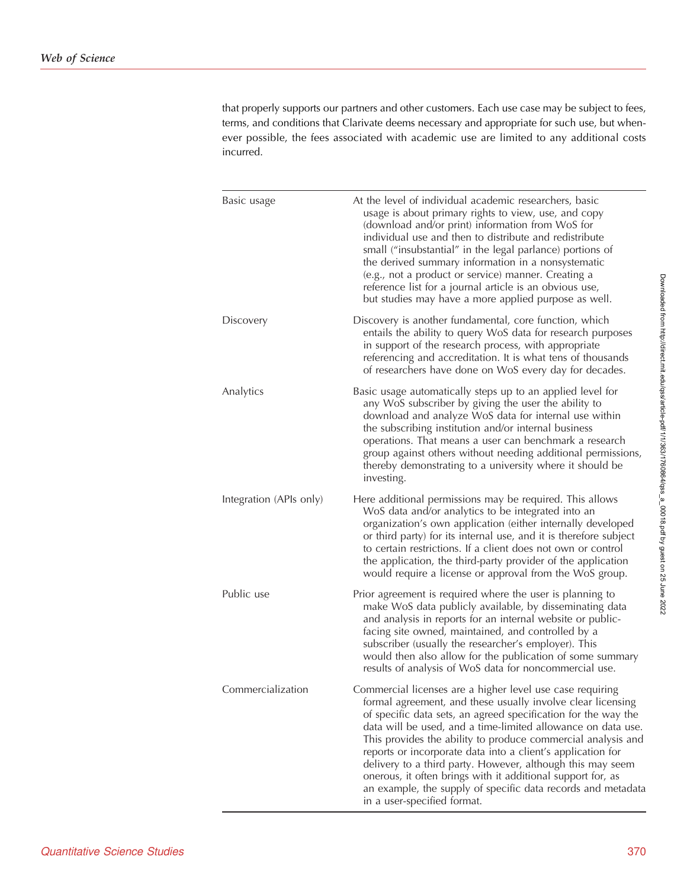that properly supports our partners and other customers. Each use case may be subject to fees, terms, and conditions that Clarivate deems necessary and appropriate for such use, but whenever possible, the fees associated with academic use are limited to any additional costs incurred.

| | |
|---|---|
| Basic usage | At the level of individual academic researchers, basic usage is about primary rights to view, use, and copy (download and/or print) information from WoS for individual use and then to distribute and redistribute small ("insubstantial" in the legal parlance) portions of the derived summary information in a nonsystematic (e.g., not a product or service) manner. Creating a reference list for a journal article is an obvious use, but studies may have a more applied purpose as well. |
| Discovery | Discovery is another fundamental, core function, which entails the ability to query WoS data for research purposes in support of the research process, with appropriate referencing and accreditation. It is what tens of thousands of researchers have done on WoS every day for decades. |
| Analytics | Basic usage automatically steps up to an applied level for any WoS subscriber by giving the user the ability to download and analyze WoS data for internal use within the subscribing institution and/or internal business operations. That means a user can benchmark a research group against others without needing additional permissions, thereby demonstrating to a university where it should be investing. |
| Integration (APIs only) | Here additional permissions may be required. This allows WoS data and/or analytics to be integrated into an organization's own application (either internally developed or third party) for its internal use, and it is therefore subject to certain restrictions. If a client does not own or control the application, the third-party provider of the application would require a license or approval from the WoS group. |
| Public use | Prior agreement is required where the user is planning to make WoS data publicly available, by disseminating data and analysis in reports for an internal website or public-facing site owned, maintained, and controlled by a subscriber (usually the researcher's employer). This would then also allow for the publication of some summary results of analysis of WoS data for noncommercial use. |
| Commercialization | Commercial licenses are a higher level use case requiring formal agreement, and these usually involve clear licensing of specific data sets, an agreed specification for the way the data will be used, and a time-limited allowance on data use. This provides the ability to produce commercial analysis and reports or incorporate data into a client's application for delivery to a third party. However, although this may seem onerous, it often brings with it additional support for, as an example, the supply of specific data records and metadata in a user-specified format. |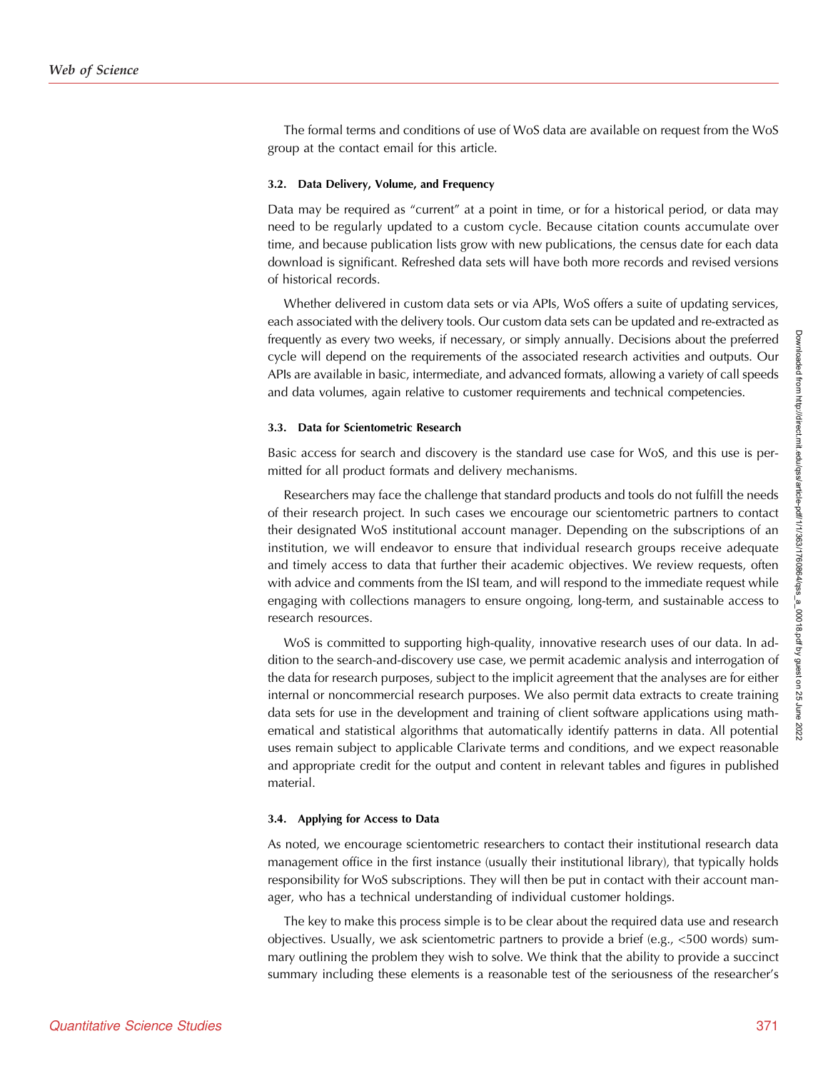The formal terms and conditions of use of WoS data are available on request from the WoS group at the contact email for this article.

### 3.2. Data Delivery, Volume, and Frequency

Data may be required as "current" at a point in time, or for a historical period, or data may need to be regularly updated to a custom cycle. Because citation counts accumulate over time, and because publication lists grow with new publications, the census date for each data download is significant. Refreshed data sets will have both more records and revised versions of historical records.

Whether delivered in custom data sets or via APIs, WoS offers a suite of updating services, each associated with the delivery tools. Our custom data sets can be updated and re-extracted as frequently as every two weeks, if necessary, or simply annually. Decisions about the preferred cycle will depend on the requirements of the associated research activities and outputs. Our APIs are available in basic, intermediate, and advanced formats, allowing a variety of call speeds and data volumes, again relative to customer requirements and technical competencies.

### 3.3. Data for Scientometric Research

Basic access for search and discovery is the standard use case for WoS, and this use is permitted for all product formats and delivery mechanisms.

Researchers may face the challenge that standard products and tools do not fulfill the needs of their research project. In such cases we encourage our scientometric partners to contact their designated WoS institutional account manager. Depending on the subscriptions of an institution, we will endeavor to ensure that individual research groups receive adequate and timely access to data that further their academic objectives. We review requests, often with advice and comments from the ISI team, and will respond to the immediate request while engaging with collections managers to ensure ongoing, long-term, and sustainable access to research resources.

WoS is committed to supporting high-quality, innovative research uses of our data. In addition to the search-and-discovery use case, we permit academic analysis and interrogation of the data for research purposes, subject to the implicit agreement that the analyses are for either internal or noncommercial research purposes. We also permit data extracts to create training data sets for use in the development and training of client software applications using mathematical and statistical algorithms that automatically identify patterns in data. All potential uses remain subject to applicable Clarivate terms and conditions, and we expect reasonable and appropriate credit for the output and content in relevant tables and figures in published material.

### 3.4. Applying for Access to Data

As noted, we encourage scientometric researchers to contact their institutional research data management office in the first instance (usually their institutional library), that typically holds responsibility for WoS subscriptions. They will then be put in contact with their account manager, who has a technical understanding of individual customer holdings.

The key to make this process simple is to be clear about the required data use and research objectives. Usually, we ask scientometric partners to provide a brief (e.g., <500 words) summary outlining the problem they wish to solve. We think that the ability to provide a succinct summary including these elements is a reasonable test of the seriousness of the researcher's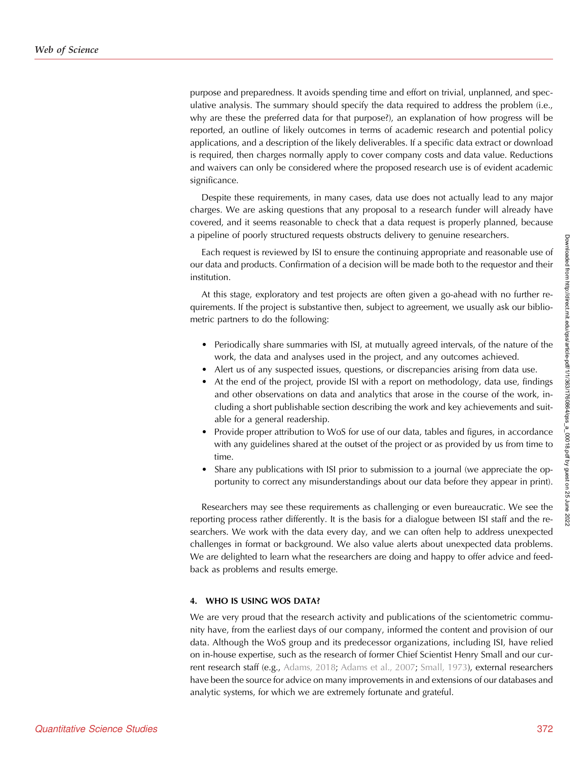purpose and preparedness. It avoids spending time and effort on trivial, unplanned, and speculative analysis. The summary should specify the data required to address the problem (i.e., why are these the preferred data for that purpose?), an explanation of how progress will be reported, an outline of likely outcomes in terms of academic research and potential policy applications, and a description of the likely deliverables. If a specific data extract or download is required, then charges normally apply to cover company costs and data value. Reductions and waivers can only be considered where the proposed research use is of evident academic significance.

Despite these requirements, in many cases, data use does not actually lead to any major charges. We are asking questions that any proposal to a research funder will already have covered, and it seems reasonable to check that a data request is properly planned, because a pipeline of poorly structured requests obstructs delivery to genuine researchers.

Each request is reviewed by ISI to ensure the continuing appropriate and reasonable use of our data and products. Confirmation of a decision will be made both to the requestor and their institution.

At this stage, exploratory and test projects are often given a go-ahead with no further requirements. If the project is substantive then, subject to agreement, we usually ask our bibliometric partners to do the following:

- Periodically share summaries with ISI, at mutually agreed intervals, of the nature of the work, the data and analyses used in the project, and any outcomes achieved.
- Alert us of any suspected issues, questions, or discrepancies arising from data use.
- At the end of the project, provide ISI with a report on methodology, data use, findings and other observations on data and analytics that arose in the course of the work, including a short publishable section describing the work and key achievements and suitable for a general readership.
- Provide proper attribution to WoS for use of our data, tables and figures, in accordance with any guidelines shared at the outset of the project or as provided by us from time to time.
- Share any publications with ISI prior to submission to a journal (we appreciate the opportunity to correct any misunderstandings about our data before they appear in print).

Researchers may see these requirements as challenging or even bureaucratic. We see the reporting process rather differently. It is the basis for a dialogue between ISI staff and the researchers. We work with the data every day, and we can often help to address unexpected challenges in format or background. We also value alerts about unexpected data problems. We are delighted to learn what the researchers are doing and happy to offer advice and feedback as problems and results emerge.

## 4. WHO IS USING WOS DATA?

We are very proud that the research activity and publications of the scientometric community have, from the earliest days of our company, informed the content and provision of our data. Although the WoS group and its predecessor organizations, including ISI, have relied on in-house expertise, such as the research of former Chief Scientist Henry Small and our current research staff (e.g., Adams, 2018; Adams et al., 2007; Small, 1973), external researchers have been the source for advice on many improvements in and extensions of our databases and analytic systems, for which we are extremely fortunate and grateful.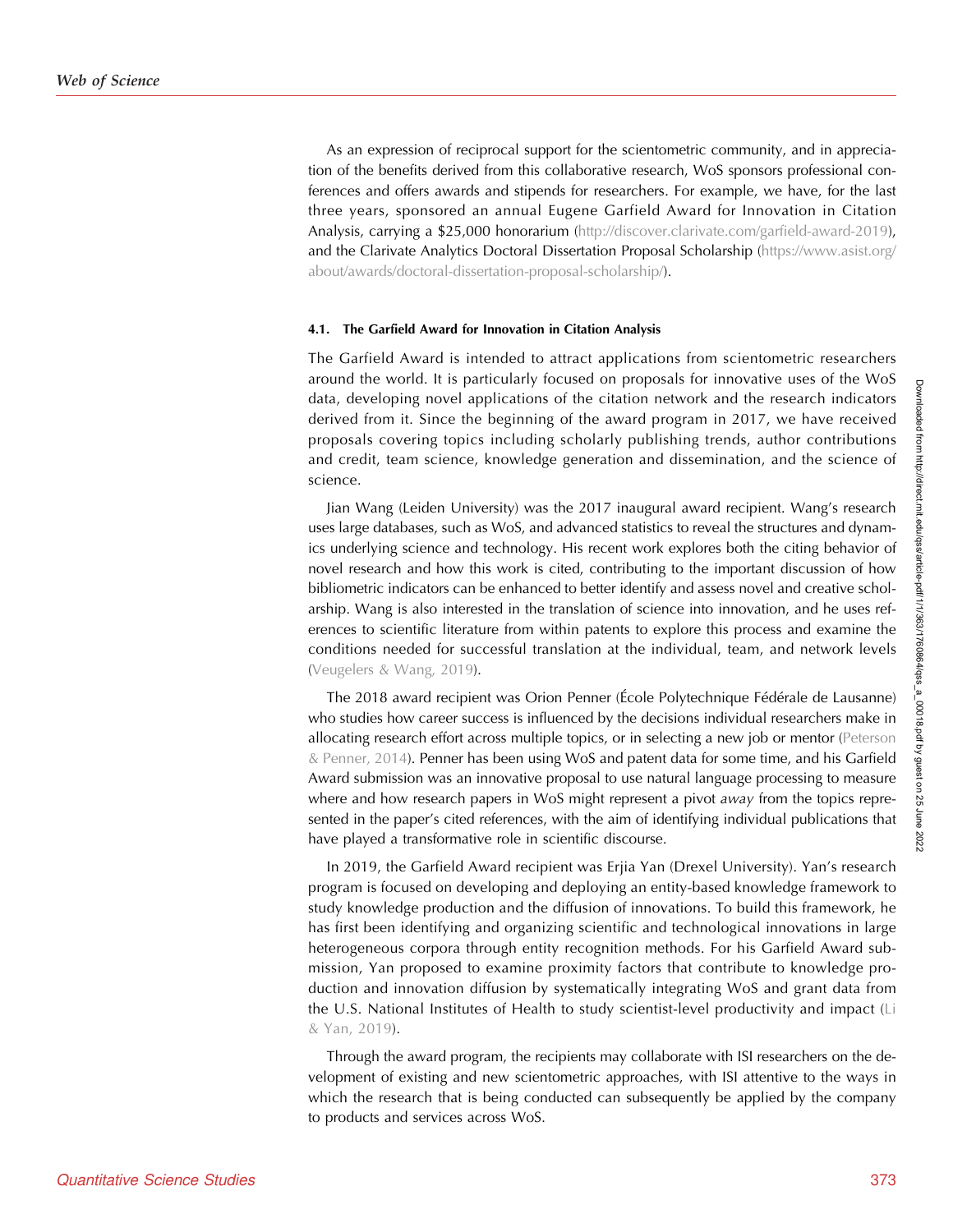As an expression of reciprocal support for the scientometric community, and in appreciation of the benefits derived from this collaborative research, WoS sponsors professional conferences and offers awards and stipends for researchers. For example, we have, for the last three years, sponsored an annual Eugene Garfield Award for Innovation in Citation Analysis, carrying a $25,000 honorarium (http://discover.clarivate.com/garfield-award-2019), and the Clarivate Analytics Doctoral Dissertation Proposal Scholarship (https://www.asist.org/about/awards/doctoral-dissertation-proposal-scholarship/).

#### 4.1. The Garfield Award for Innovation in Citation Analysis

The Garfield Award is intended to attract applications from scientometric researchers around the world. It is particularly focused on proposals for innovative uses of the WoS data, developing novel applications of the citation network and the research indicators derived from it. Since the beginning of the award program in 2017, we have received proposals covering topics including scholarly publishing trends, author contributions and credit, team science, knowledge generation and dissemination, and the science of science.

Jian Wang (Leiden University) was the 2017 inaugural award recipient. Wang's research uses large databases, such as WoS, and advanced statistics to reveal the structures and dynamics underlying science and technology. His recent work explores both the citing behavior of novel research and how this work is cited, contributing to the important discussion of how bibliometric indicators can be enhanced to better identify and assess novel and creative scholarship. Wang is also interested in the translation of science into innovation, and he uses references to scientific literature from within patents to explore this process and examine the conditions needed for successful translation at the individual, team, and network levels (Veugelers & Wang, 2019).

The 2018 award recipient was Orion Penner (École Polytechnique Fédérale de Lausanne) who studies how career success is influenced by the decisions individual researchers make in allocating research effort across multiple topics, or in selecting a new job or mentor (Peterson & Penner, 2014). Penner has been using WoS and patent data for some time, and his Garfield Award submission was an innovative proposal to use natural language processing to measure where and how research papers in WoS might represent a pivot *away* from the topics represented in the paper's cited references, with the aim of identifying individual publications that have played a transformative role in scientific discourse.

In 2019, the Garfield Award recipient was Erjia Yan (Drexel University). Yan's research program is focused on developing and deploying an entity-based knowledge framework to study knowledge production and the diffusion of innovations. To build this framework, he has first been identifying and organizing scientific and technological innovations in large heterogeneous corpora through entity recognition methods. For his Garfield Award submission, Yan proposed to examine proximity factors that contribute to knowledge production and innovation diffusion by systematically integrating WoS and grant data from the U.S. National Institutes of Health to study scientist-level productivity and impact (Li & Yan, 2019).

Through the award program, the recipients may collaborate with ISI researchers on the development of existing and new scientometric approaches, with ISI attentive to the ways in which the research that is being conducted can subsequently be applied by the company to products and services across WoS.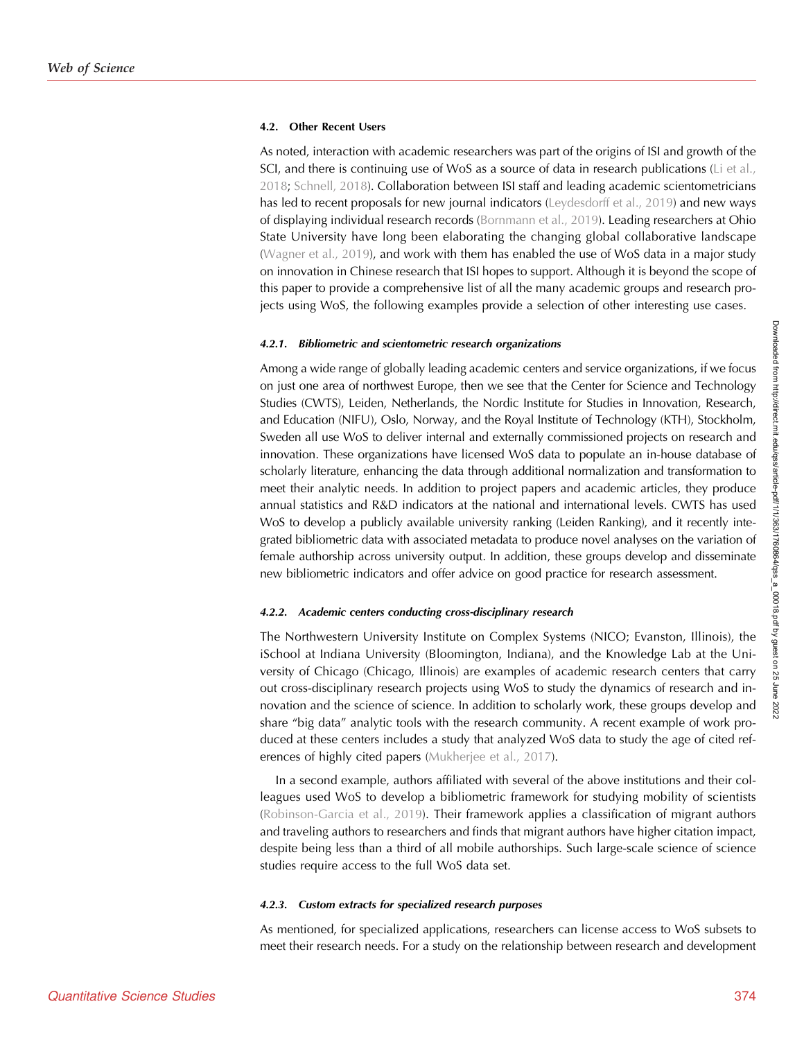### 4.2. Other Recent Users

As noted, interaction with academic researchers was part of the origins of ISI and growth of the SCI, and there is continuing use of WoS as a source of data in research publications (Li et al., 2018; Schnell, 2018). Collaboration between ISI staff and leading academic scientometricians has led to recent proposals for new journal indicators (Leydesdorff et al., 2019) and new ways of displaying individual research records (Bornmann et al., 2019). Leading researchers at Ohio State University have long been elaborating the changing global collaborative landscape (Wagner et al., 2019), and work with them has enabled the use of WoS data in a major study on innovation in Chinese research that ISI hopes to support. Although it is beyond the scope of this paper to provide a comprehensive list of all the many academic groups and research projects using WoS, the following examples provide a selection of other interesting use cases.

#### *4.2.1. Bibliometric and scientometric research organizations*

Among a wide range of globally leading academic centers and service organizations, if we focus on just one area of northwest Europe, then we see that the Center for Science and Technology Studies (CWTS), Leiden, Netherlands, the Nordic Institute for Studies in Innovation, Research, and Education (NIFU), Oslo, Norway, and the Royal Institute of Technology (KTH), Stockholm, Sweden all use WoS to deliver internal and externally commissioned projects on research and innovation. These organizations have licensed WoS data to populate an in-house database of scholarly literature, enhancing the data through additional normalization and transformation to meet their analytic needs. In addition to project papers and academic articles, they produce annual statistics and R&D indicators at the national and international levels. CWTS has used WoS to develop a publicly available university ranking (Leiden Ranking), and it recently integrated bibliometric data with associated metadata to produce novel analyses on the variation of female authorship across university output. In addition, these groups develop and disseminate new bibliometric indicators and offer advice on good practice for research assessment.

#### *4.2.2. Academic centers conducting cross-disciplinary research*

The Northwestern University Institute on Complex Systems (NICO; Evanston, Illinois), the iSchool at Indiana University (Bloomington, Indiana), and the Knowledge Lab at the University of Chicago (Chicago, Illinois) are examples of academic research centers that carry out cross-disciplinary research projects using WoS to study the dynamics of research and innovation and the science of science. In addition to scholarly work, these groups develop and share "big data" analytic tools with the research community. A recent example of work produced at these centers includes a study that analyzed WoS data to study the age of cited references of highly cited papers (Mukherjee et al., 2017).

In a second example, authors affiliated with several of the above institutions and their colleagues used WoS to develop a bibliometric framework for studying mobility of scientists (Robinson-Garcia et al., 2019). Their framework applies a classification of migrant authors and traveling authors to researchers and finds that migrant authors have higher citation impact, despite being less than a third of all mobile authorships. Such large-scale science of science studies require access to the full WoS data set.

#### *4.2.3. Custom extracts for specialized research purposes*

As mentioned, for specialized applications, researchers can license access to WoS subsets to meet their research needs. For a study on the relationship between research and development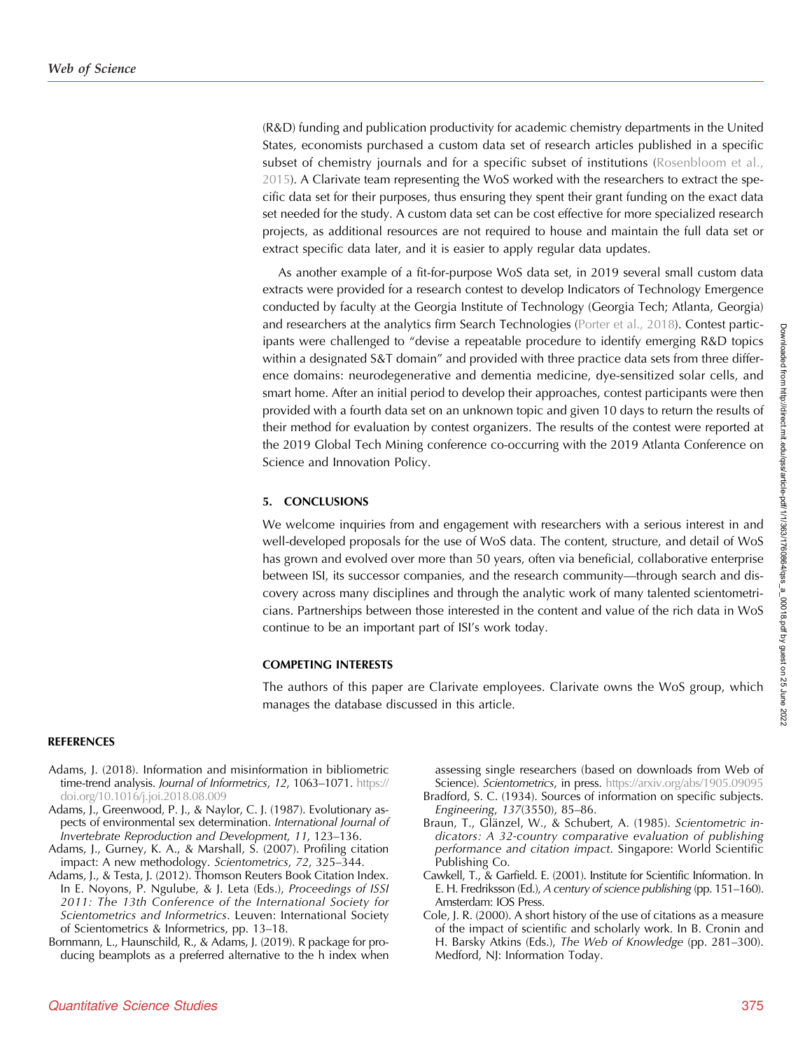(R&D) funding and publication productivity for academic chemistry departments in the United States, economists purchased a custom data set of research articles published in a specific subset of chemistry journals and for a specific subset of institutions (Rosenbloom et al., 2015). A Clarivate team representing the WoS worked with the researchers to extract the specific data set for their purposes, thus ensuring they spent their grant funding on the exact data set needed for the study. A custom data set can be cost effective for more specialized research projects, as additional resources are not required to house and maintain the full data set or extract specific data later, and it is easier to apply regular data updates.

As another example of a fit-for-purpose WoS data set, in 2019 several small custom data extracts were provided for a research contest to develop Indicators of Technology Emergence conducted by faculty at the Georgia Institute of Technology (Georgia Tech; Atlanta, Georgia) and researchers at the analytics firm Search Technologies (Porter et al., 2018). Contest participants were challenged to "devise a repeatable procedure to identify emerging R&D topics within a designated S&T domain" and provided with three practice data sets from three difference domains: neurodegenerative and dementia medicine, dye-sensitized solar cells, and smart home. After an initial period to develop their approaches, contest participants were then provided with a fourth data set on an unknown topic and given 10 days to return the results of their method for evaluation by contest organizers. The results of the contest were reported at the 2019 Global Tech Mining conference co-occurring with the 2019 Atlanta Conference on Science and Innovation Policy.

## 5. CONCLUSIONS

We welcome inquiries from and engagement with researchers with a serious interest in and well-developed proposals for the use of WoS data. The content, structure, and detail of WoS has grown and evolved over more than 50 years, often via beneficial, collaborative enterprise between ISI, its successor companies, and the research community—through search and discovery across many disciplines and through the analytic work of many talented scientometricians. Partnerships between those interested in the content and value of the rich data in WoS continue to be an important part of ISI's work today.

## COMPETING INTERESTS

The authors of this paper are Clarivate employees. Clarivate owns the WoS group, which manages the database discussed in this article.

## REFERENCES

Adams, J. (2018). Information and misinformation in bibliometric time-trend analysis. *Journal of Informetrics*, *12*, 1063–1071. https://doi.org/10.1016/j.joi.2018.08.009

Adams, J., Greenwood, P. J., & Naylor, C. J. (1987). Evolutionary aspects of environmental sex determination. *International Journal of Invertebrate Reproduction and Development*, *11*, 123–136.

Adams, J., Gurney, K. A., & Marshall, S. (2007). Profiling citation impact: A new methodology. *Scientometrics*, *72*, 325–344.

Adams, J., & Testa, J. (2012). Thomson Reuters Book Citation Index. In E. Noyons, P. Ngulube, & J. Leta (Eds.), *Proceedings of ISSI 2011: The 13th Conference of the International Society for Scientometrics and Informetrics*. Leuven: International Society of Scientometrics & Informetrics, pp. 13–18.

Bornmann, L., Haunschild, R., & Adams, J. (2019). R package for producing beamplots as a preferred alternative to the h index when assessing single researchers (based on downloads from Web of Science). *Scientometrics*, in press. https://arxiv.org/abs/1905.09095

Bradford, S. C. (1934). Sources of information on specific subjects. *Engineering*, *137*(3550), 85–86.

Braun, T., Glänzel, W., & Schubert, A. (1985). *Scientometric indicators: A 32-country comparative evaluation of publishing performance and citation impact*. Singapore: World Scientific Publishing Co.

Cawkell, T., & Garfield. E. (2001). Institute for Scientific Information. In E. H. Fredriksson (Ed.), *A century of science publishing* (pp. 151–160). Amsterdam: IOS Press.

Cole, J. R. (2000). A short history of the use of citations as a measure of the impact of scientific and scholarly work. In B. Cronin and H. Barsky Atkins (Eds.), *The Web of Knowledge* (pp. 281–300). Medford, NJ: Information Today.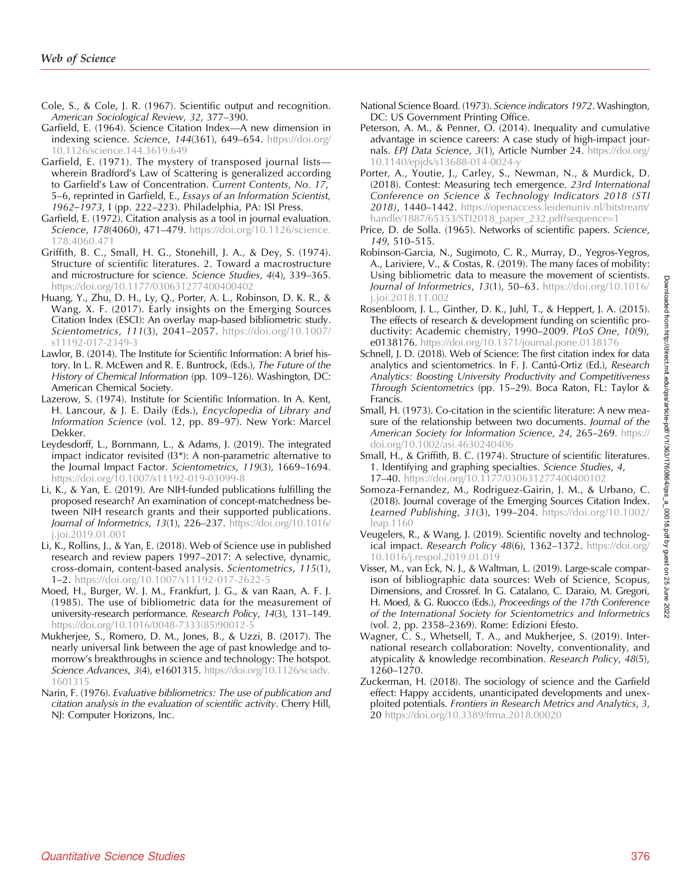Cole, S., & Cole, J. R. (1967). Scientific output and recognition. *American Sociological Review*, *32*, 377–390.

Garfield, E. (1964). Science Citation Index—A new dimension in indexing science. *Science*, *144*(361), 649–654. https://doi.org/10.1126/science.144.3619.649

Garfield, E. (1971). The mystery of transposed journal lists—wherein Bradford's Law of Scattering is generalized according to Garfield's Law of Concentration. *Current Contents, No. 17*, 5–6, reprinted in Garfield, E., *Essays of an Information Scientist, 1962–1973*, I (pp. 222–223). Philadelphia, PA: ISI Press.

Garfield, E. (1972). Citation analysis as a tool in journal evaluation. *Science*, *178*(4060), 471–479. https://doi.org/10.1126/science.178.4060.471

Griffith, B. C., Small, H. G., Stonehill, J. A., & Dey, S. (1974). Structure of scientific literatures. 2. Toward a macrostructure and microstructure for science. *Science Studies*, *4*(4), 339–365. https://doi.org/10.1177/030631277400400402

Huang, Y., Zhu, D. H., Ly, Q., Porter, A. L., Robinson, D. K. R., & Wang, X. F. (2017). Early insights on the Emerging Sources Citation Index (ESCI): An overlay map-based bibliometric study. *Scientometrics*, *111*(3), 2041–2057. https://doi.org/10.1007/s11192-017-2349-3

Lawlor, B. (2014). The Institute for Scientific Information: A brief history. In L. R. McEwen and R. E. Buntrock, (Eds.), *The Future of the History of Chemical Information* (pp. 109–126). Washington, DC: American Chemical Society.

Lazerow, S. (1974). Institute for Scientific Information. In A. Kent, H. Lancour, & J. E. Daily (Eds.), *Encyclopedia of Library and Information Science* (vol. 12, pp. 89–97). New York: Marcel Dekker.

Leydesdorff, L., Bornmann, L., & Adams, J. (2019). The integrated impact indicator revisited (I3*): A non-parametric alternative to the Journal Impact Factor. *Scientometrics*, *119*(3), 1669–1694. https://doi.org/10.1007/s11192-019-03099-8

Li, K., & Yan, E. (2019). Are NIH-funded publications fulfilling the proposed research? An examination of concept-matchedness between NIH research grants and their supported publications. *Journal of Informetrics*, *13*(1), 226–237. https://doi.org/10.1016/j.joi.2019.01.001

Li, K., Rollins, J., & Yan, E. (2018). Web of Science use in published research and review papers 1997–2017: A selective, dynamic, cross-domain, content-based analysis. *Scientometrics*, *115*(1), 1–2. https://doi.org/10.1007/s11192-017-2622-5

Moed, H., Burger, W. J. M., Frankfurt, J. G., & van Raan, A. F. J. (1985). The use of bibliometric data for the measurement of university-research performance. *Research Policy*, *14*(3), 131–149. https://doi.org/10.1016/0048-7333(85)90012-5

Mukherjee, S., Romero, D. M., Jones, B., & Uzzi, B. (2017). The nearly universal link between the age of past knowledge and tomorrow's breakthroughs in science and technology: The hotspot. *Science Advances*, *3*(4), e1601315. https://doi.org/10.1126/sciadv.1601315

Narin, F. (1976). *Evaluative bibliometrics: The use of publication and citation analysis in the evaluation of scientific activity*. Cherry Hill, NJ: Computer Horizons, Inc.

National Science Board. (1973). *Science indicators 1972*. Washington, DC: US Government Printing Office.

Peterson, A. M., & Penner, O. (2014). Inequality and cumulative advantage in science careers: A case study of high-impact journals. *EPJ Data Science*, *3*(1), Article Number 24. https://doi.org/10.1140/epjds/s13688-014-0024-y

Porter, A., Youtie, J., Carley, S., Newman, N., & Murdick, D. (2018). Contest: Measuring tech emergence. *23rd International Conference on Science & Technology Indicators 2018 (STI 2018)*, 1440–1442. https://openaccess.leidenuniv.nl/bitstream/handle/1887/65353/STI2018_paper_232.pdf?sequence=1

Price, D. de Solla. (1965). Networks of scientific papers. *Science*, *149*, 510–515.

Robinson-Garcia, N., Sugimoto, C. R., Murray, D., Yegros-Yegros, A., Lariviere, V., & Costas, R. (2019). The many faces of mobility: Using bibliometric data to measure the movement of scientists. *Journal of Informetrics*, *13*(1), 50–63. https://doi.org/10.1016/j.joi.2018.11.002

Rosenbloom, J. L., Ginther, D. K., Juhl, T., & Heppert, J. A. (2015). The effects of research & development funding on scientific productivity: Academic chemistry, 1990–2009. *PLoS One*, *10*(9), e0138176. https://doi.org/10.1371/journal.pone.0138176

Schnell, J. D. (2018). Web of Science: The first citation index for data analytics and scientometrics. In F. J. Cantú-Ortiz (Ed.), *Research Analytics: Boosting University Productivity and Competitiveness Through Scientometrics* (pp. 15–29). Boca Raton, FL: Taylor & Francis.

Small, H. (1973). Co-citation in the scientific literature: A new measure of the relationship between two documents. *Journal of the American Society for Information Science*, *24*, 265–269. https://doi.org/10.1002/asi.4630240406

Small, H., & Griffith, B. C. (1974). Structure of scientific literatures. 1. Identifying and graphing specialties. *Science Studies*, *4*, 17–40. https://doi.org/10.1177/030631277400400102

Somoza-Fernandez, M., Rodriguez-Gairin, J. M., & Urbano, C. (2018). Journal coverage of the Emerging Sources Citation Index. *Learned Publishing*, *31*(3), 199–204. https://doi.org/10.1002/leap.1160

Veugelers, R., & Wang, J. (2019). Scientific novelty and technological impact. *Research Policy 48*(6), 1362–1372. https://doi.org/10.1016/j.respol.2019.01.019

Visser, M., van Eck, N. J., & Waltman, L. (2019). Large-scale comparison of bibliographic data sources: Web of Science, Scopus, Dimensions, and Crossref. In G. Catalano, C. Daraio, M. Gregori, H. Moed, & G. Ruocco (Eds.), *Proceedings of the 17th Conference of the International Society for Scientometrics and Informetrics* (vol. 2, pp. 2358–2369). Rome: Edizioni Efesto.

Wagner, C. S., Whetsell, T. A., and Mukherjee, S. (2019). International research collaboration: Novelty, conventionality, and atypicality & knowledge recombination. *Research Policy*, *48*(5), 1260–1270.

Zuckerman, H. (2018). The sociology of science and the Garfield effect: Happy accidents, unanticipated developments and unexploited potentials. *Frontiers in Research Metrics and Analytics*, *3*, 20 https://doi.org/10.3389/frma.2018.00020